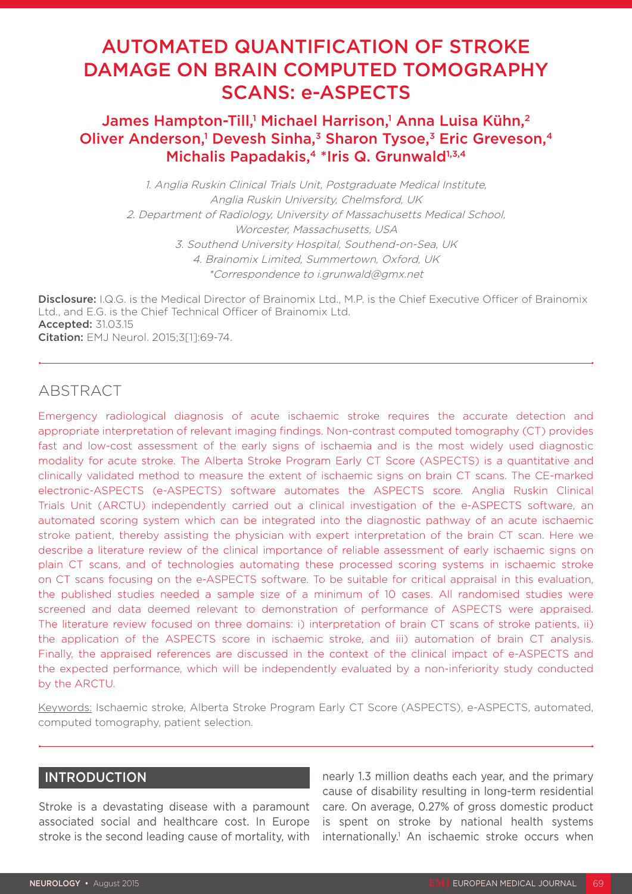# AUTOMATED QUANTIFICATION OF STROKE DAMAGE ON BRAIN COMPUTED TOMOGRAPHY SCANS: e-ASPECTS

**James Hampton-Till,[1] Michael Harrison,[1] Anna Luisa Kühn,[2] Oliver Anderson,[1] Devesh Sinha,[3] Sharon Tysoe,[3] Eric Greveson,[4] Michalis Papadakis,[4] \*Iris Q. Grunwald[1,3,4]**

*1. Anglia Ruskin Clinical Trials Unit, Postgraduate Medical Institute, Anglia Ruskin University, Chelmsford, UK*
*2. Department of Radiology, University of Massachusetts Medical School, Worcester, Massachusetts, USA*
*3. Southend University Hospital, Southend-on-Sea, UK*
*4. Brainomix Limited, Summertown, Oxford, UK*
*\*Correspondence to i.grunwald@gmx.net*

**Disclosure:** I.Q.G. is the Medical Director of Brainomix Ltd., M.P. is the Chief Executive Officer of Brainomix Ltd., and E.G. is the Chief Technical Officer of Brainomix Ltd.
**Accepted:** 31.03.15
**Citation:** EMJ Neurol. 2015;3[1]:69-74.

## ABSTRACT

Emergency radiological diagnosis of acute ischaemic stroke requires the accurate detection and appropriate interpretation of relevant imaging findings. Non-contrast computed tomography (CT) provides fast and low-cost assessment of the early signs of ischaemia and is the most widely used diagnostic modality for acute stroke. The Alberta Stroke Program Early CT Score (ASPECTS) is a quantitative and clinically validated method to measure the extent of ischaemic signs on brain CT scans. The CE-marked electronic-ASPECTS (e-ASPECTS) software automates the ASPECTS score. Anglia Ruskin Clinical Trials Unit (ARCTU) independently carried out a clinical investigation of the e-ASPECTS software, an automated scoring system which can be integrated into the diagnostic pathway of an acute ischaemic stroke patient, thereby assisting the physician with expert interpretation of the brain CT scan. Here we describe a literature review of the clinical importance of reliable assessment of early ischaemic signs on plain CT scans, and of technologies automating these processed scoring systems in ischaemic stroke on CT scans focusing on the e-ASPECTS software. To be suitable for critical appraisal in this evaluation, the published studies needed a sample size of a minimum of 10 cases. All randomised studies were screened and data deemed relevant to demonstration of performance of ASPECTS were appraised. The literature review focused on three domains: i) interpretation of brain CT scans of stroke patients, ii) the application of the ASPECTS score in ischaemic stroke, and iii) automation of brain CT analysis. Finally, the appraised references are discussed in the context of the clinical impact of e-ASPECTS and the expected performance, which will be independently evaluated by a non-inferiority study conducted by the ARCTU.

Keywords: Ischaemic stroke, Alberta Stroke Program Early CT Score (ASPECTS), e-ASPECTS, automated, computed tomography, patient selection.

## INTRODUCTION

Stroke is a devastating disease with a paramount associated social and healthcare cost. In Europe stroke is the second leading cause of mortality, with nearly 1.3 million deaths each year, and the primary cause of disability resulting in long-term residential care. On average, 0.27% of gross domestic product is spent on stroke by national health systems internationally.[1] An ischaemic stroke occurs when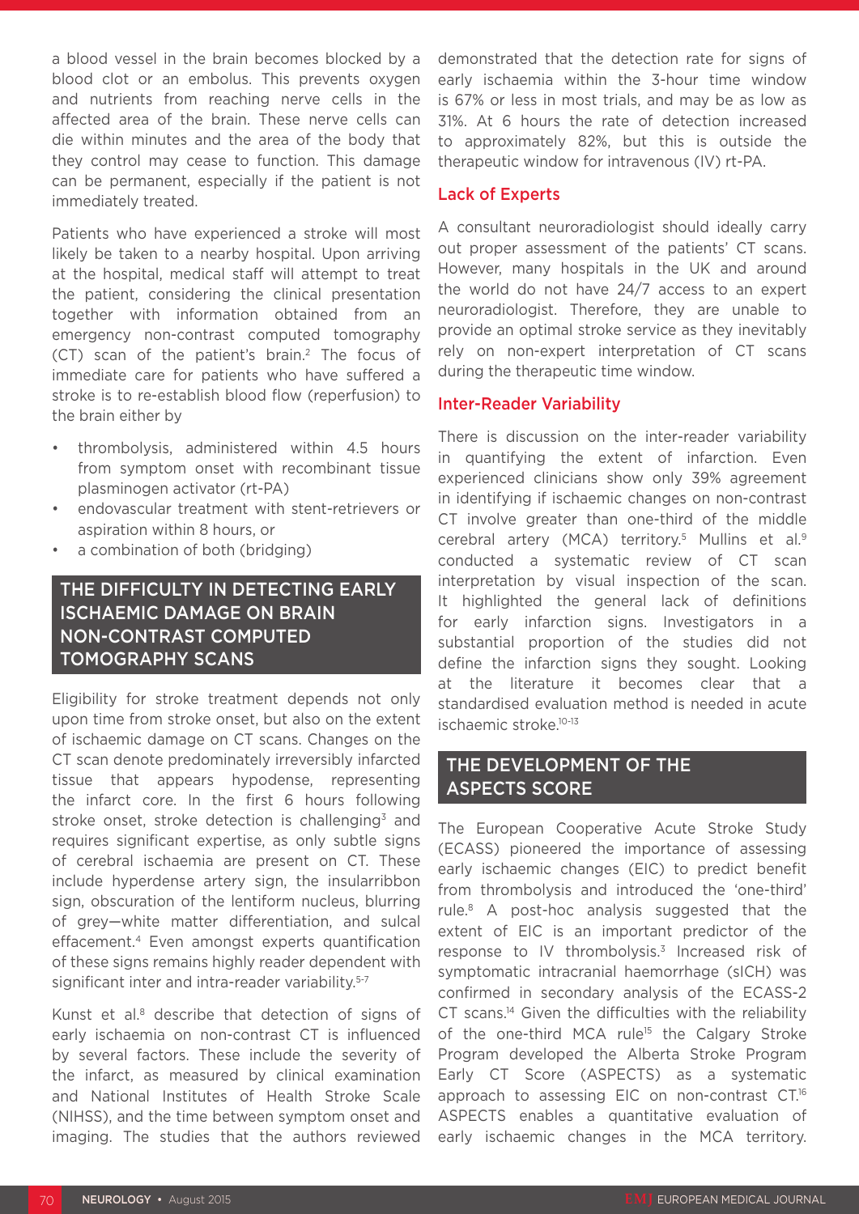a blood vessel in the brain becomes blocked by a blood clot or an embolus. This prevents oxygen and nutrients from reaching nerve cells in the affected area of the brain. These nerve cells can die within minutes and the area of the body that they control may cease to function. This damage can be permanent, especially if the patient is not immediately treated.

Patients who have experienced a stroke will most likely be taken to a nearby hospital. Upon arriving at the hospital, medical staff will attempt to treat the patient, considering the clinical presentation together with information obtained from an emergency non-contrast computed tomography (CT) scan of the patient's brain.[2] The focus of immediate care for patients who have suffered a stroke is to re-establish blood flow (reperfusion) to the brain either by

- thrombolysis, administered within 4.5 hours from symptom onset with recombinant tissue plasminogen activator (rt-PA)
- endovascular treatment with stent-retrievers or aspiration within 8 hours, or
- a combination of both (bridging)

## THE DIFFICULTY IN DETECTING EARLY ISCHAEMIC DAMAGE ON BRAIN NON-CONTRAST COMPUTED TOMOGRAPHY SCANS

Eligibility for stroke treatment depends not only upon time from stroke onset, but also on the extent of ischaemic damage on CT scans. Changes on the CT scan denote predominately irreversibly infarcted tissue that appears hypodense, representing the infarct core. In the first 6 hours following stroke onset, stroke detection is challenging[3] and requires significant expertise, as only subtle signs of cerebral ischaemia are present on CT. These include hyperdense artery sign, the insularribbon sign, obscuration of the lentiform nucleus, blurring of grey—white matter differentiation, and sulcal effacement.[4] Even amongst experts quantification of these signs remains highly reader dependent with significant inter and intra-reader variability.[5-7]

Kunst et al.[8] describe that detection of signs of early ischaemia on non-contrast CT is influenced by several factors. These include the severity of the infarct, as measured by clinical examination and National Institutes of Health Stroke Scale (NIHSS), and the time between symptom onset and imaging. The studies that the authors reviewed demonstrated that the detection rate for signs of early ischaemia within the 3-hour time window is 67% or less in most trials, and may be as low as 31%. At 6 hours the rate of detection increased to approximately 82%, but this is outside the therapeutic window for intravenous (IV) rt-PA.

### Lack of Experts

A consultant neuroradiologist should ideally carry out proper assessment of the patients' CT scans. However, many hospitals in the UK and around the world do not have 24/7 access to an expert neuroradiologist. Therefore, they are unable to provide an optimal stroke service as they inevitably rely on non-expert interpretation of CT scans during the therapeutic time window.

### Inter-Reader Variability

There is discussion on the inter-reader variability in quantifying the extent of infarction. Even experienced clinicians show only 39% agreement in identifying if ischaemic changes on non-contrast CT involve greater than one-third of the middle cerebral artery (MCA) territory.[5] Mullins et al.[9] conducted a systematic review of CT scan interpretation by visual inspection of the scan. It highlighted the general lack of definitions for early infarction signs. Investigators in a substantial proportion of the studies did not define the infarction signs they sought. Looking at the literature it becomes clear that a standardised evaluation method is needed in acute ischaemic stroke.[10-13]

## THE DEVELOPMENT OF THE ASPECTS SCORE

The European Cooperative Acute Stroke Study (ECASS) pioneered the importance of assessing early ischaemic changes (EIC) to predict benefit from thrombolysis and introduced the 'one-third' rule.[8] A post-hoc analysis suggested that the extent of EIC is an important predictor of the response to IV thrombolysis.[3] Increased risk of symptomatic intracranial haemorrhage (sICH) was confirmed in secondary analysis of the ECASS-2 CT scans.[14] Given the difficulties with the reliability of the one-third MCA rule[15] the Calgary Stroke Program developed the Alberta Stroke Program Early CT Score (ASPECTS) as a systematic approach to assessing EIC on non-contrast CT.[16] ASPECTS enables a quantitative evaluation of early ischaemic changes in the MCA territory.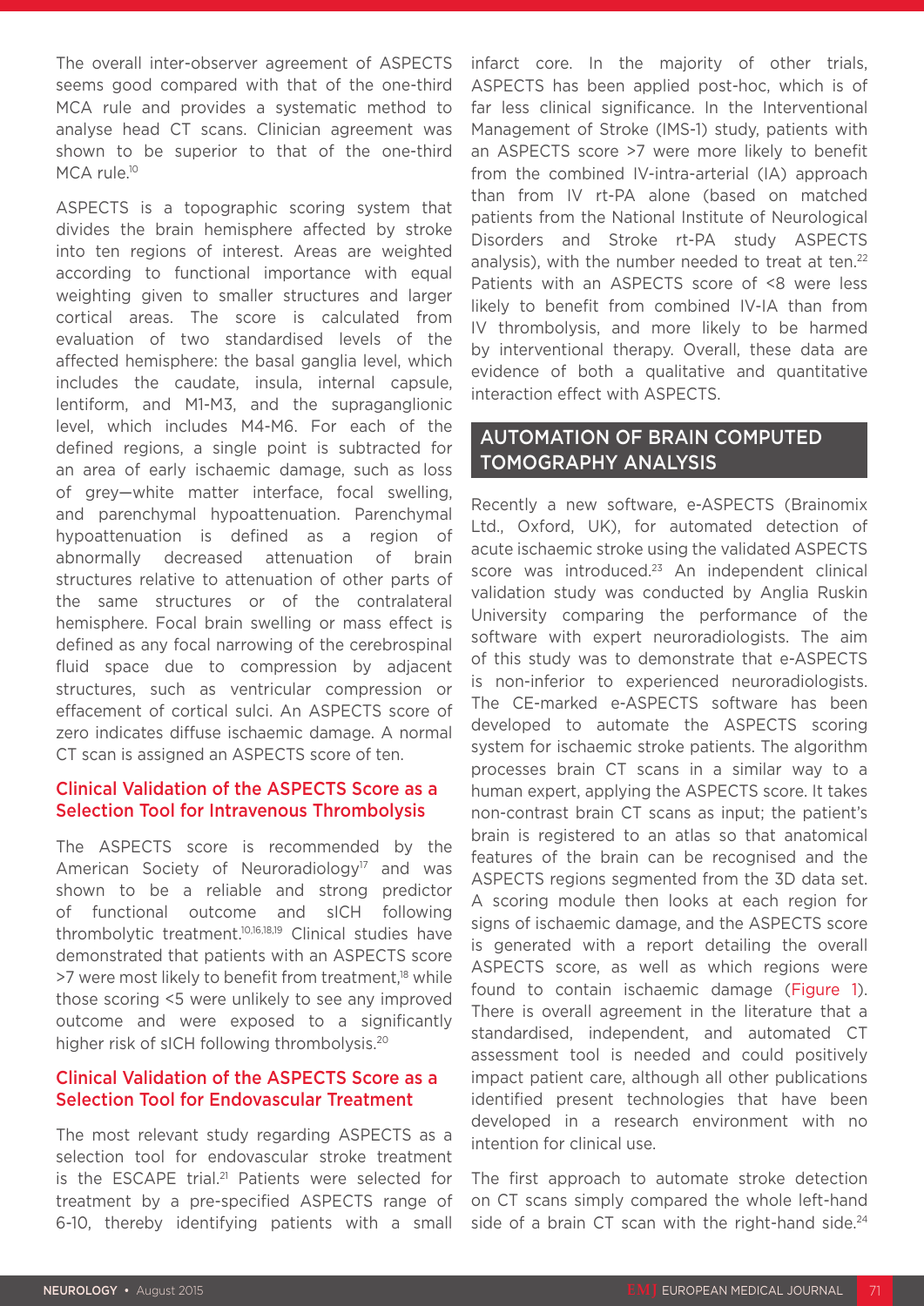The overall inter-observer agreement of ASPECTS seems good compared with that of the one-third MCA rule and provides a systematic method to analyse head CT scans. Clinician agreement was shown to be superior to that of the one-third MCA rule.[10]

ASPECTS is a topographic scoring system that divides the brain hemisphere affected by stroke into ten regions of interest. Areas are weighted according to functional importance with equal weighting given to smaller structures and larger cortical areas. The score is calculated from evaluation of two standardised levels of the affected hemisphere: the basal ganglia level, which includes the caudate, insula, internal capsule, lentiform, and M1-M3, and the supraganglionic level, which includes M4-M6. For each of the defined regions, a single point is subtracted for an area of early ischaemic damage, such as loss of grey—white matter interface, focal swelling, and parenchymal hypoattenuation. Parenchymal hypoattenuation is defined as a region of abnormally decreased attenuation of brain structures relative to attenuation of other parts of the same structures or of the contralateral hemisphere. Focal brain swelling or mass effect is defined as any focal narrowing of the cerebrospinal fluid space due to compression by adjacent structures, such as ventricular compression or effacement of cortical sulci. An ASPECTS score of zero indicates diffuse ischaemic damage. A normal CT scan is assigned an ASPECTS score of ten.

### Clinical Validation of the ASPECTS Score as a Selection Tool for Intravenous Thrombolysis

The ASPECTS score is recommended by the American Society of Neuroradiology[17] and was shown to be a reliable and strong predictor of functional outcome and sICH following thrombolytic treatment.[10,16,18,19] Clinical studies have demonstrated that patients with an ASPECTS score >7 were most likely to benefit from treatment,[18] while those scoring <5 were unlikely to see any improved outcome and were exposed to a significantly higher risk of sICH following thrombolysis.[20]

### Clinical Validation of the ASPECTS Score as a Selection Tool for Endovascular Treatment

The most relevant study regarding ASPECTS as a selection tool for endovascular stroke treatment is the ESCAPE trial.[21] Patients were selected for treatment by a pre-specified ASPECTS range of 6-10, thereby identifying patients with a small infarct core. In the majority of other trials, ASPECTS has been applied post-hoc, which is of far less clinical significance. In the Interventional Management of Stroke (IMS-1) study, patients with an ASPECTS score >7 were more likely to benefit from the combined IV-intra-arterial (IA) approach than from IV rt-PA alone (based on matched patients from the National Institute of Neurological Disorders and Stroke rt-PA study ASPECTS analysis), with the number needed to treat at ten.[22] Patients with an ASPECTS score of <8 were less likely to benefit from combined IV-IA than from IV thrombolysis, and more likely to be harmed by interventional therapy. Overall, these data are evidence of both a qualitative and quantitative interaction effect with ASPECTS.

## AUTOMATION OF BRAIN COMPUTED TOMOGRAPHY ANALYSIS

Recently a new software, e-ASPECTS (Brainomix Ltd., Oxford, UK), for automated detection of acute ischaemic stroke using the validated ASPECTS score was introduced.[23] An independent clinical validation study was conducted by Anglia Ruskin University comparing the performance of the software with expert neuroradiologists. The aim of this study was to demonstrate that e-ASPECTS is non-inferior to experienced neuroradiologists. The CE-marked e-ASPECTS software has been developed to automate the ASPECTS scoring system for ischaemic stroke patients. The algorithm processes brain CT scans in a similar way to a human expert, applying the ASPECTS score. It takes non-contrast brain CT scans as input; the patient's brain is registered to an atlas so that anatomical features of the brain can be recognised and the ASPECTS regions segmented from the 3D data set. A scoring module then looks at each region for signs of ischaemic damage, and the ASPECTS score is generated with a report detailing the overall ASPECTS score, as well as which regions were found to contain ischaemic damage (Figure 1). There is overall agreement in the literature that a standardised, independent, and automated CT assessment tool is needed and could positively impact patient care, although all other publications identified present technologies that have been developed in a research environment with no intention for clinical use.

The first approach to automate stroke detection on CT scans simply compared the whole left-hand side of a brain CT scan with the right-hand side.[24]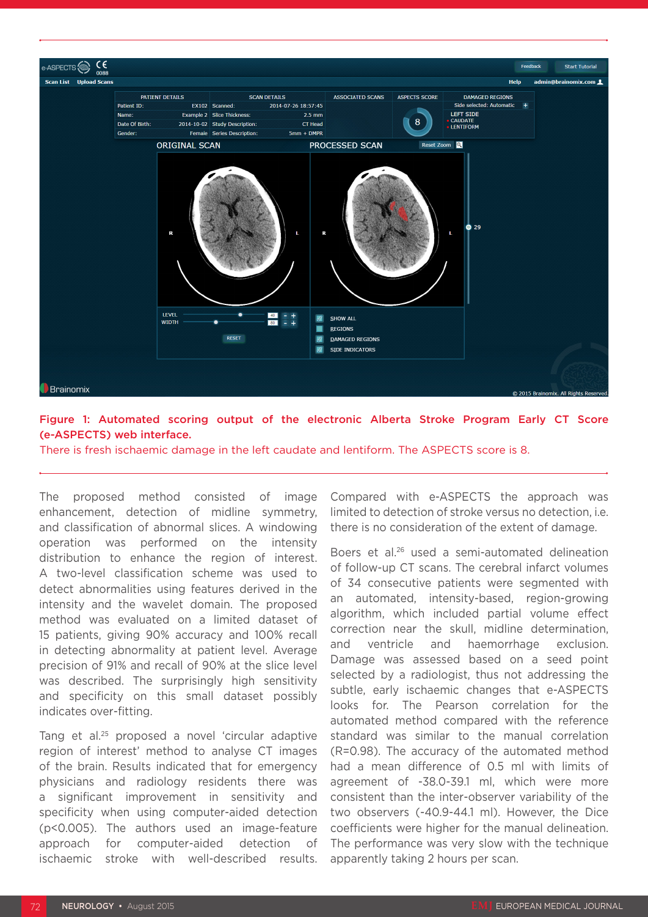**Figure 1: Automated scoring output of the electronic Alberta Stroke Program Early CT Score (e-ASPECTS) web interface.**

There is fresh ischaemic damage in the left caudate and lentiform. The ASPECTS score is 8.

The proposed method consisted of image enhancement, detection of midline symmetry, and classification of abnormal slices. A windowing operation was performed on the intensity distribution to enhance the region of interest. A two-level classification scheme was used to detect abnormalities using features derived in the intensity and the wavelet domain. The proposed method was evaluated on a limited dataset of 15 patients, giving 90% accuracy and 100% recall in detecting abnormality at patient level. Average precision of 91% and recall of 90% at the slice level was described. The surprisingly high sensitivity and specificity on this small dataset possibly indicates over-fitting.

Tang et al.[25] proposed a novel 'circular adaptive region of interest' method to analyse CT images of the brain. Results indicated that for emergency physicians and radiology residents there was a significant improvement in sensitivity and specificity when using computer-aided detection ($p<0.005$). The authors used an image-feature approach for computer-aided detection of ischaemic stroke with well-described results. Compared with e-ASPECTS the approach was limited to detection of stroke versus no detection, i.e. there is no consideration of the extent of damage.

Boers et al.[26] used a semi-automated delineation of follow-up CT scans. The cerebral infarct volumes of 34 consecutive patients were segmented with an automated, intensity-based, region-growing algorithm, which included partial volume effect correction near the skull, midline determination, and ventricle and haemorrhage exclusion. Damage was assessed based on a seed point selected by a radiologist, thus not addressing the subtle, early ischaemic changes that e-ASPECTS looks for. The Pearson correlation for the automated method compared with the reference standard was similar to the manual correlation (R=0.98). The accuracy of the automated method had a mean difference of 0.5 ml with limits of agreement of -38.0-39.1 ml, which were more consistent than the inter-observer variability of the two observers (-40.9-44.1 ml). However, the Dice coefficients were higher for the manual delineation. The performance was very slow with the technique apparently taking 2 hours per scan.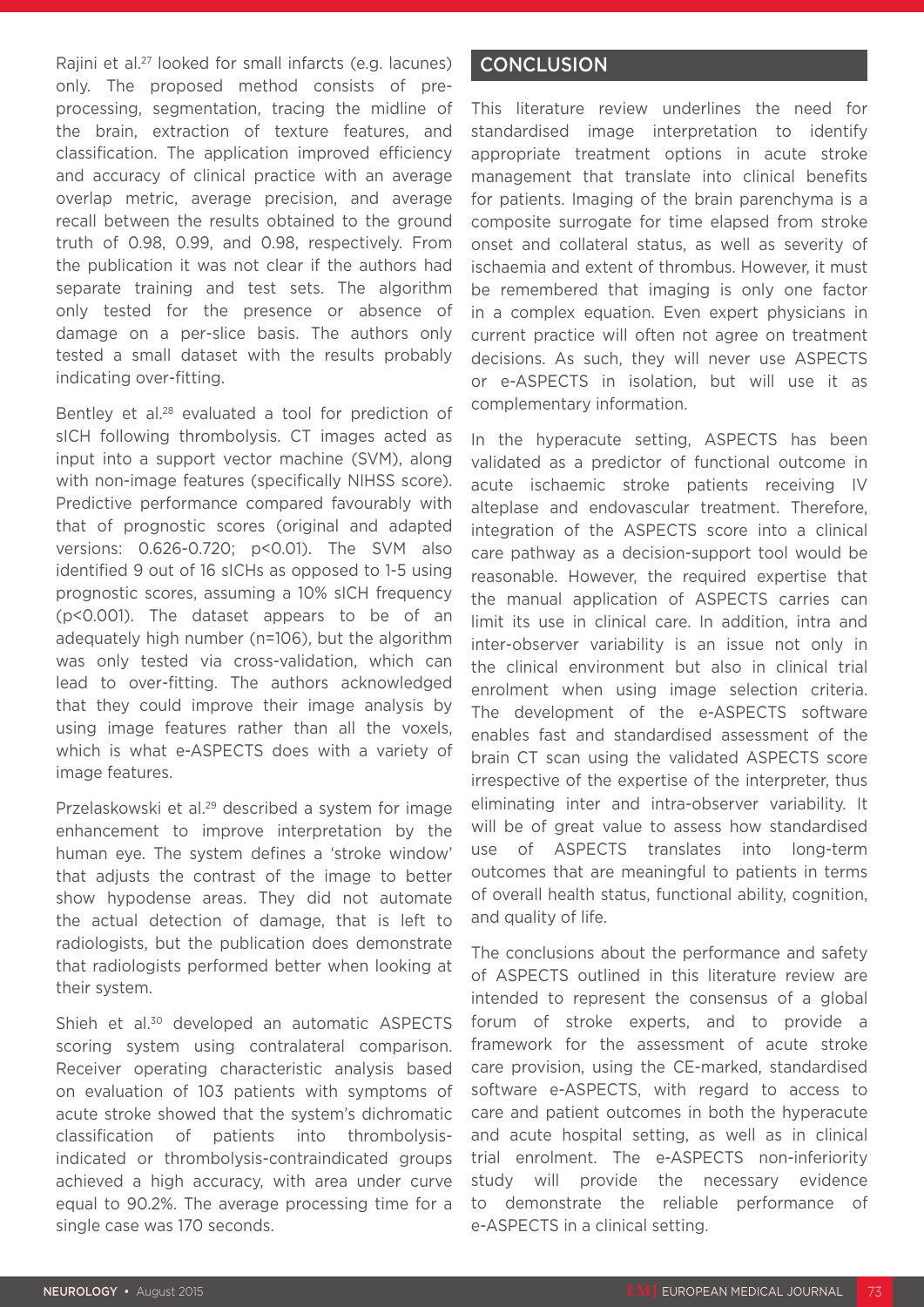Rajini et al.[27] looked for small infarcts (e.g. lacunes) only. The proposed method consists of pre-processing, segmentation, tracing the midline of the brain, extraction of texture features, and classification. The application improved efficiency and accuracy of clinical practice with an average overlap metric, average precision, and average recall between the results obtained to the ground truth of 0.98, 0.99, and 0.98, respectively. From the publication it was not clear if the authors had separate training and test sets. The algorithm only tested for the presence or absence of damage on a per-slice basis. The authors only tested a small dataset with the results probably indicating over-fitting.

Bentley et al.[28] evaluated a tool for prediction of sICH following thrombolysis. CT images acted as input into a support vector machine (SVM), along with non-image features (specifically NIHSS score). Predictive performance compared favourably with that of prognostic scores (original and adapted versions: 0.626-0.720; $p<0.01$). The SVM also identified 9 out of 16 sICHs as opposed to 1-5 using prognostic scores, assuming a 10% sICH frequency ($p<0.001$). The dataset appears to be of an adequately high number (n=106), but the algorithm was only tested via cross-validation, which can lead to over-fitting. The authors acknowledged that they could improve their image analysis by using image features rather than all the voxels, which is what e-ASPECTS does with a variety of image features.

Przelaskowski et al.[29] described a system for image enhancement to improve interpretation by the human eye. The system defines a 'stroke window' that adjusts the contrast of the image to better show hypodense areas. They did not automate the actual detection of damage, that is left to radiologists, but the publication does demonstrate that radiologists performed better when looking at their system.

Shieh et al.[30] developed an automatic ASPECTS scoring system using contralateral comparison. Receiver operating characteristic analysis based on evaluation of 103 patients with symptoms of acute stroke showed that the system's dichromatic classification of patients into thrombolysis-indicated or thrombolysis-contraindicated groups achieved a high accuracy, with area under curve equal to 90.2%. The average processing time for a single case was 170 seconds.

## CONCLUSION

This literature review underlines the need for standardised image interpretation to identify appropriate treatment options in acute stroke management that translate into clinical benefits for patients. Imaging of the brain parenchyma is a composite surrogate for time elapsed from stroke onset and collateral status, as well as severity of ischaemia and extent of thrombus. However, it must be remembered that imaging is only one factor in a complex equation. Even expert physicians in current practice will often not agree on treatment decisions. As such, they will never use ASPECTS or e-ASPECTS in isolation, but will use it as complementary information.

In the hyperacute setting, ASPECTS has been validated as a predictor of functional outcome in acute ischaemic stroke patients receiving IV alteplase and endovascular treatment. Therefore, integration of the ASPECTS score into a clinical care pathway as a decision-support tool would be reasonable. However, the required expertise that the manual application of ASPECTS carries can limit its use in clinical care. In addition, intra and inter-observer variability is an issue not only in the clinical environment but also in clinical trial enrolment when using image selection criteria. The development of the e-ASPECTS software enables fast and standardised assessment of the brain CT scan using the validated ASPECTS score irrespective of the expertise of the interpreter, thus eliminating inter and intra-observer variability. It will be of great value to assess how standardised use of ASPECTS translates into long-term outcomes that are meaningful to patients in terms of overall health status, functional ability, cognition, and quality of life.

The conclusions about the performance and safety of ASPECTS outlined in this literature review are intended to represent the consensus of a global forum of stroke experts, and to provide a framework for the assessment of acute stroke care provision, using the CE-marked, standardised software e-ASPECTS, with regard to access to care and patient outcomes in both the hyperacute and acute hospital setting, as well as in clinical trial enrolment. The e-ASPECTS non-inferiority study will provide the necessary evidence to demonstrate the reliable performance of e-ASPECTS in a clinical setting.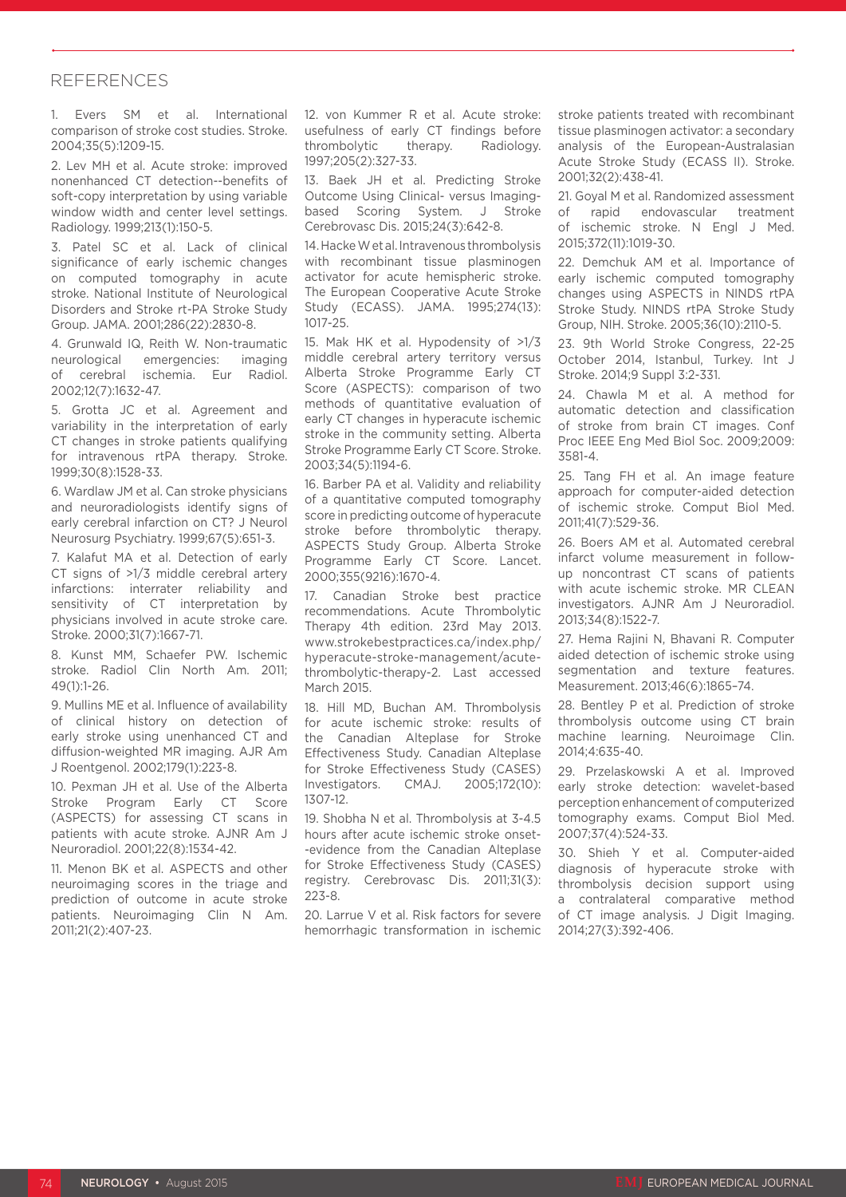## REFERENCES

1. Evers SM et al. International comparison of stroke cost studies. Stroke. 2004;35(5):1209-15.

2. Lev MH et al. Acute stroke: improved nonenhanced CT detection--benefits of soft-copy interpretation by using variable window width and center level settings. Radiology. 1999;213(1):150-5.

3. Patel SC et al. Lack of clinical significance of early ischemic changes on computed tomography in acute stroke. National Institute of Neurological Disorders and Stroke rt-PA Stroke Study Group. JAMA. 2001;286(22):2830-8.

4. Grunwald IQ, Reith W. Non-traumatic neurological emergencies: imaging of cerebral ischemia. Eur Radiol. 2002;12(7):1632-47.

5. Grotta JC et al. Agreement and variability in the interpretation of early CT changes in stroke patients qualifying for intravenous rtPA therapy. Stroke. 1999;30(8):1528-33.

6. Wardlaw JM et al. Can stroke physicians and neuroradiologists identify signs of early cerebral infarction on CT? J Neurol Neurosurg Psychiatry. 1999;67(5):651-3.

7. Kalafut MA et al. Detection of early CT signs of >1/3 middle cerebral artery infarctions: interrater reliability and sensitivity of CT interpretation by physicians involved in acute stroke care. Stroke. 2000;31(7):1667-71.

8. Kunst MM, Schaefer PW. Ischemic stroke. Radiol Clin North Am. 2011; 49(1):1-26.

9. Mullins ME et al. Influence of availability of clinical history on detection of early stroke using unenhanced CT and diffusion-weighted MR imaging. AJR Am J Roentgenol. 2002;179(1):223-8.

10. Pexman JH et al. Use of the Alberta Stroke Program Early CT Score (ASPECTS) for assessing CT scans in patients with acute stroke. AJNR Am J Neuroradiol. 2001;22(8):1534-42.

11. Menon BK et al. ASPECTS and other neuroimaging scores in the triage and prediction of outcome in acute stroke patients. Neuroimaging Clin N Am. 2011;21(2):407-23.

12. von Kummer R et al. Acute stroke: usefulness of early CT findings before thrombolytic therapy. Radiology. 1997;205(2):327-33.

13. Baek JH et al. Predicting Stroke Outcome Using Clinical- versus Imaging-based Scoring System. J Stroke Cerebrovasc Dis. 2015;24(3):642-8.

14. Hacke W et al. Intravenous thrombolysis with recombinant tissue plasminogen activator for acute hemispheric stroke. The European Cooperative Acute Stroke Study (ECASS). JAMA. 1995;274(13): 1017-25.

15. Mak HK et al. Hypodensity of >1/3 middle cerebral artery territory versus Alberta Stroke Programme Early CT Score (ASPECTS): comparison of two methods of quantitative evaluation of early CT changes in hyperacute ischemic stroke in the community setting. Alberta Stroke Programme Early CT Score. Stroke. 2003;34(5):1194-6.

16. Barber PA et al. Validity and reliability of a quantitative computed tomography score in predicting outcome of hyperacute stroke before thrombolytic therapy. ASPECTS Study Group. Alberta Stroke Programme Early CT Score. Lancet. 2000;355(9216):1670-4.

17. Canadian Stroke best practice recommendations. Acute Thrombolytic Therapy 4th edition. 23rd May 2013. www.strokebestpractices.ca/index.php/hyperacute-stroke-management/acute-thrombolytic-therapy-2. Last accessed March 2015.

18. Hill MD, Buchan AM. Thrombolysis for acute ischemic stroke: results of the Canadian Alteplase for Stroke Effectiveness Study. Canadian Alteplase for Stroke Effectiveness Study (CASES) Investigators. CMAJ. 2005;172(10): 1307-12.

19. Shobha N et al. Thrombolysis at 3-4.5 hours after acute ischemic stroke onset--evidence from the Canadian Alteplase for Stroke Effectiveness Study (CASES) registry. Cerebrovasc Dis. 2011;31(3): 223-8.

20. Larrue V et al. Risk factors for severe hemorrhagic transformation in ischemic stroke patients treated with recombinant tissue plasminogen activator: a secondary analysis of the European-Australasian Acute Stroke Study (ECASS II). Stroke. 2001;32(2):438-41.

21. Goyal M et al. Randomized assessment of rapid endovascular treatment of ischemic stroke. N Engl J Med. 2015;372(11):1019-30.

22. Demchuk AM et al. Importance of early ischemic computed tomography changes using ASPECTS in NINDS rtPA Stroke Study. NINDS rtPA Stroke Study Group, NIH. Stroke. 2005;36(10):2110-5.

23. 9th World Stroke Congress, 22-25 October 2014, Istanbul, Turkey. Int J Stroke. 2014;9 Suppl 3:2-331.

24. Chawla M et al. A method for automatic detection and classification of stroke from brain CT images. Conf Proc IEEE Eng Med Biol Soc. 2009;2009: 3581-4.

25. Tang FH et al. An image feature approach for computer-aided detection of ischemic stroke. Comput Biol Med. 2011;41(7):529-36.

26. Boers AM et al. Automated cerebral infarct volume measurement in follow-up noncontrast CT scans of patients with acute ischemic stroke. MR CLEAN investigators. AJNR Am J Neuroradiol. 2013;34(8):1522-7.

27. Hema Rajini N, Bhavani R. Computer aided detection of ischemic stroke using segmentation and texture features. Measurement. 2013;46(6):1865–74.

28. Bentley P et al. Prediction of stroke thrombolysis outcome using CT brain machine learning. Neuroimage Clin. 2014;4:635-40.

29. Przelaskowski A et al. Improved early stroke detection: wavelet-based perception enhancement of computerized tomography exams. Comput Biol Med. 2007;37(4):524-33.

30. Shieh Y et al. Computer-aided diagnosis of hyperacute stroke with thrombolysis decision support using a contralateral comparative method of CT image analysis. J Digit Imaging. 2014;27(3):392-406.